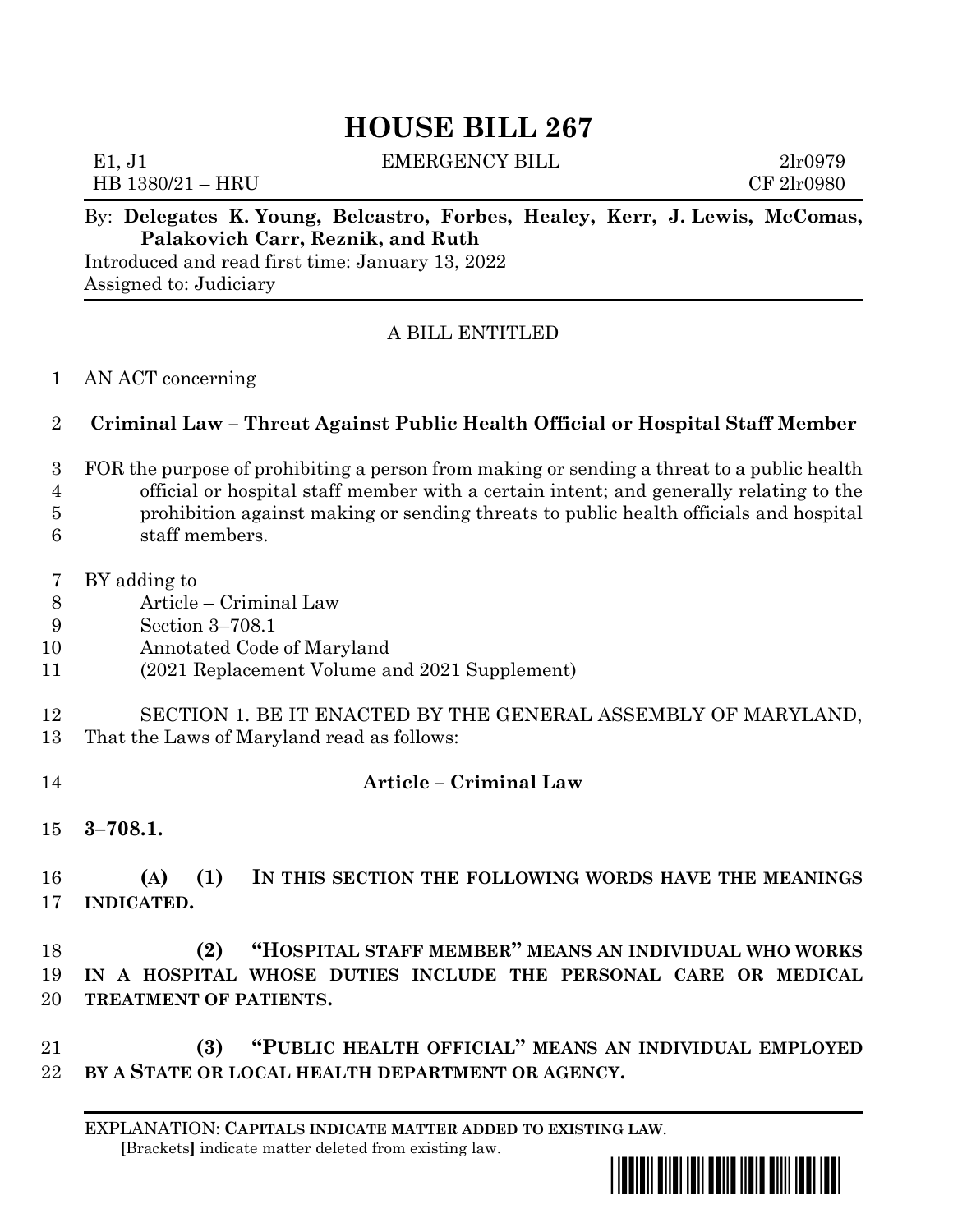# HOUSE BILL 267

E1, J1 EMERGENCY BILL 2lr0979
HB 1380/21 – HRU CF 2lr0980

By: **Delegates K. Young, Belcastro, Forbes, Healey, Kerr, J. Lewis, McComas, Palakovich Carr, Reznik, and Ruth**
Introduced and read first time: January 13, 2022
Assigned to: Judiciary

A BILL ENTITLED

1 AN ACT concerning

2 **Criminal Law – Threat Against Public Health Official or Hospital Staff Member**

3 FOR the purpose of prohibiting a person from making or sending a threat to a public health
4 official or hospital staff member with a certain intent; and generally relating to the
5 prohibition against making or sending threats to public health officials and hospital
6 staff members.

7 BY adding to
8 Article – Criminal Law
9 Section 3–708.1
10 Annotated Code of Maryland
11 (2021 Replacement Volume and 2021 Supplement)

12 SECTION 1. BE IT ENACTED BY THE GENERAL ASSEMBLY OF MARYLAND,
13 That the Laws of Maryland read as follows:

14 **Article – Criminal Law**

15 **3–708.1.**

16 **(A) (1) IN THIS SECTION THE FOLLOWING WORDS HAVE THE MEANINGS**
17 **INDICATED.**

18 **(2) "HOSPITAL STAFF MEMBER" MEANS AN INDIVIDUAL WHO WORKS**
19 **IN A HOSPITAL WHOSE DUTIES INCLUDE THE PERSONAL CARE OR MEDICAL**
20 **TREATMENT OF PATIENTS.**

21 **(3) "PUBLIC HEALTH OFFICIAL" MEANS AN INDIVIDUAL EMPLOYED**
22 **BY A STATE OR LOCAL HEALTH DEPARTMENT OR AGENCY.**

EXPLANATION: **CAPITALS INDICATE MATTER ADDED TO EXISTING LAW**.
[Brackets] indicate matter deleted from existing law.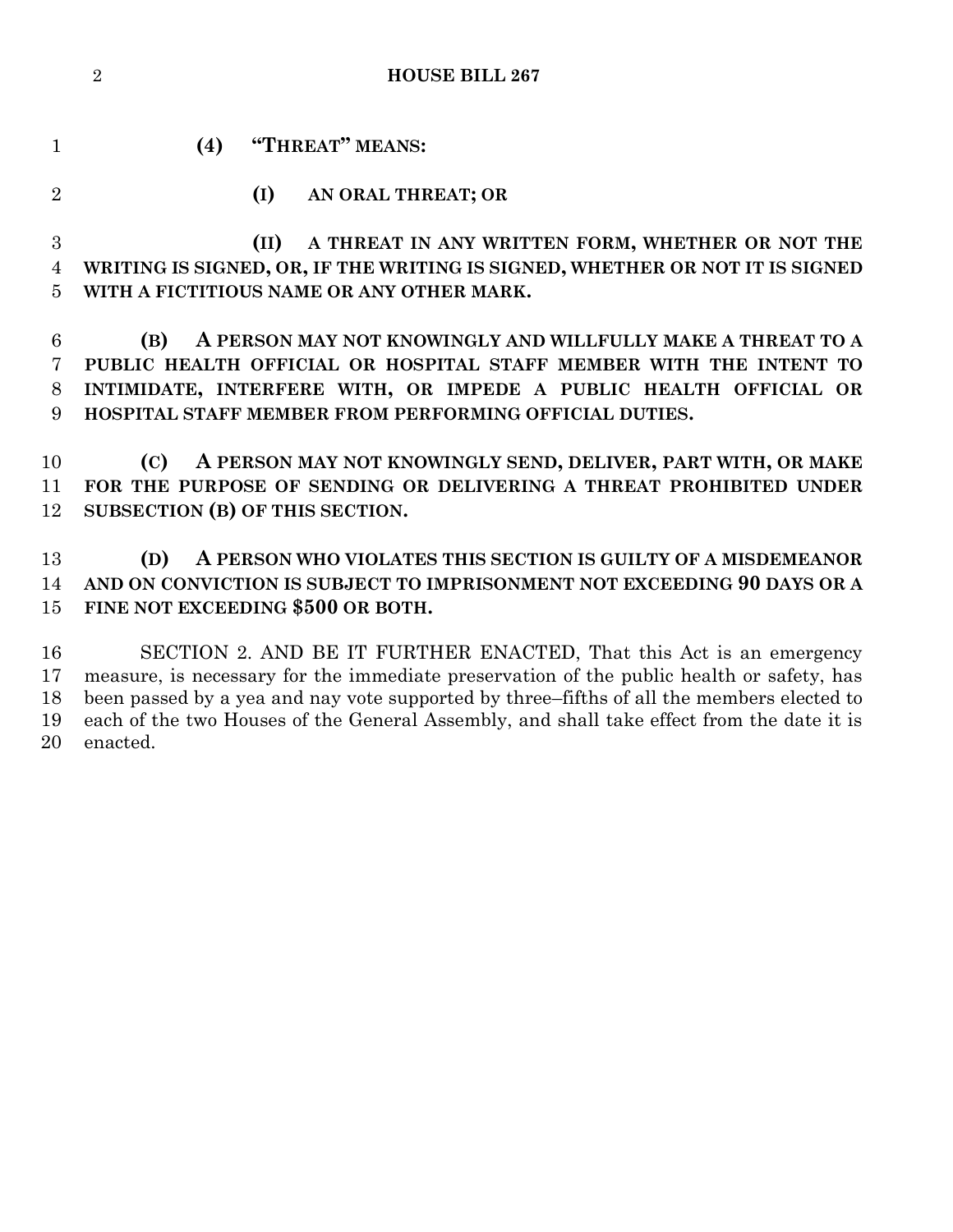**(4) "THREAT" MEANS:**

**(I) AN ORAL THREAT; OR**

**(II) A THREAT IN ANY WRITTEN FORM, WHETHER OR NOT THE WRITING IS SIGNED, OR, IF THE WRITING IS SIGNED, WHETHER OR NOT IT IS SIGNED WITH A FICTITIOUS NAME OR ANY OTHER MARK.**

**(B) A PERSON MAY NOT KNOWINGLY AND WILLFULLY MAKE A THREAT TO A PUBLIC HEALTH OFFICIAL OR HOSPITAL STAFF MEMBER WITH THE INTENT TO INTIMIDATE, INTERFERE WITH, OR IMPEDE A PUBLIC HEALTH OFFICIAL OR HOSPITAL STAFF MEMBER FROM PERFORMING OFFICIAL DUTIES.**

**(C) A PERSON MAY NOT KNOWINGLY SEND, DELIVER, PART WITH, OR MAKE FOR THE PURPOSE OF SENDING OR DELIVERING A THREAT PROHIBITED UNDER SUBSECTION (B) OF THIS SECTION.**

**(D) A PERSON WHO VIOLATES THIS SECTION IS GUILTY OF A MISDEMEANOR AND ON CONVICTION IS SUBJECT TO IMPRISONMENT NOT EXCEEDING 90 DAYS OR A FINE NOT EXCEEDING $500 OR BOTH.**

SECTION 2. AND BE IT FURTHER ENACTED, That this Act is an emergency measure, is necessary for the immediate preservation of the public health or safety, has been passed by a yea and nay vote supported by three–fifths of all the members elected to each of the two Houses of the General Assembly, and shall take effect from the date it is enacted.